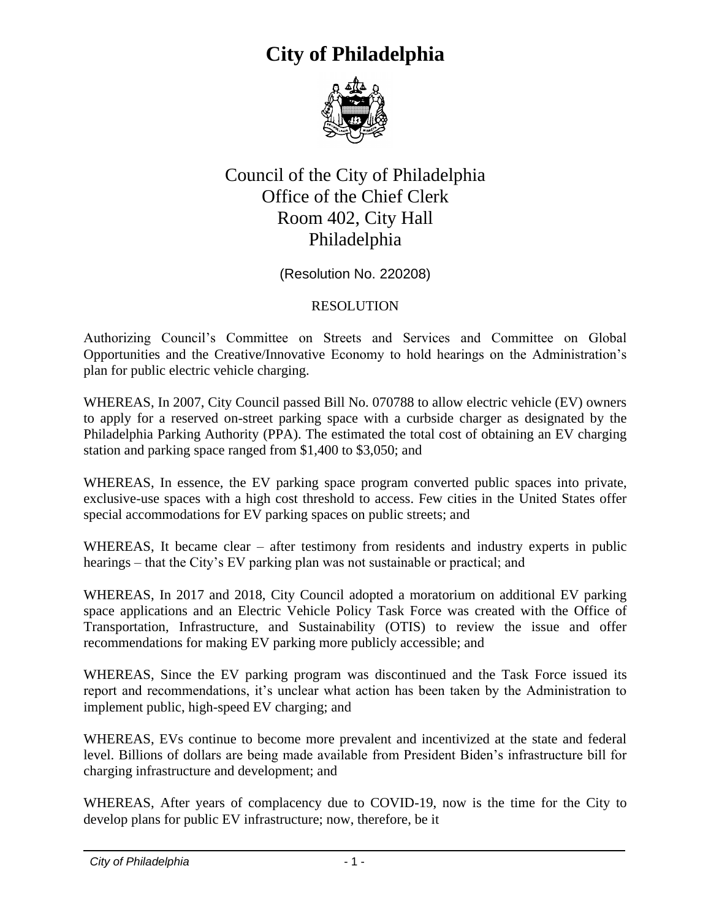# City of Philadelphia

Council of the City of Philadelphia
Office of the Chief Clerk
Room 402, City Hall
Philadelphia

(Resolution No. 220208)

RESOLUTION

Authorizing Council's Committee on Streets and Services and Committee on Global Opportunities and the Creative/Innovative Economy to hold hearings on the Administration's plan for public electric vehicle charging.

WHEREAS, In 2007, City Council passed Bill No. 070788 to allow electric vehicle (EV) owners to apply for a reserved on-street parking space with a curbside charger as designated by the Philadelphia Parking Authority (PPA). The estimated the total cost of obtaining an EV charging station and parking space ranged from $1,400 to $3,050; and

WHEREAS, In essence, the EV parking space program converted public spaces into private, exclusive-use spaces with a high cost threshold to access. Few cities in the United States offer special accommodations for EV parking spaces on public streets; and

WHEREAS, It became clear – after testimony from residents and industry experts in public hearings – that the City's EV parking plan was not sustainable or practical; and

WHEREAS, In 2017 and 2018, City Council adopted a moratorium on additional EV parking space applications and an Electric Vehicle Policy Task Force was created with the Office of Transportation, Infrastructure, and Sustainability (OTIS) to review the issue and offer recommendations for making EV parking more publicly accessible; and

WHEREAS, Since the EV parking program was discontinued and the Task Force issued its report and recommendations, it's unclear what action has been taken by the Administration to implement public, high-speed EV charging; and

WHEREAS, EVs continue to become more prevalent and incentivized at the state and federal level. Billions of dollars are being made available from President Biden's infrastructure bill for charging infrastructure and development; and

WHEREAS, After years of complacency due to COVID-19, now is the time for the City to develop plans for public EV infrastructure; now, therefore, be it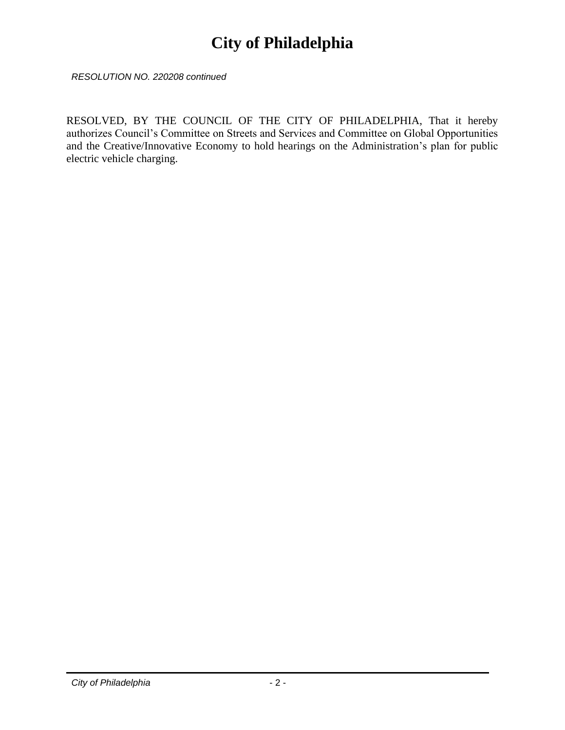*RESOLUTION NO. 220208 continued*

RESOLVED, BY THE COUNCIL OF THE CITY OF PHILADELPHIA, That it hereby authorizes Council's Committee on Streets and Services and Committee on Global Opportunities and the Creative/Innovative Economy to hold hearings on the Administration's plan for public electric vehicle charging.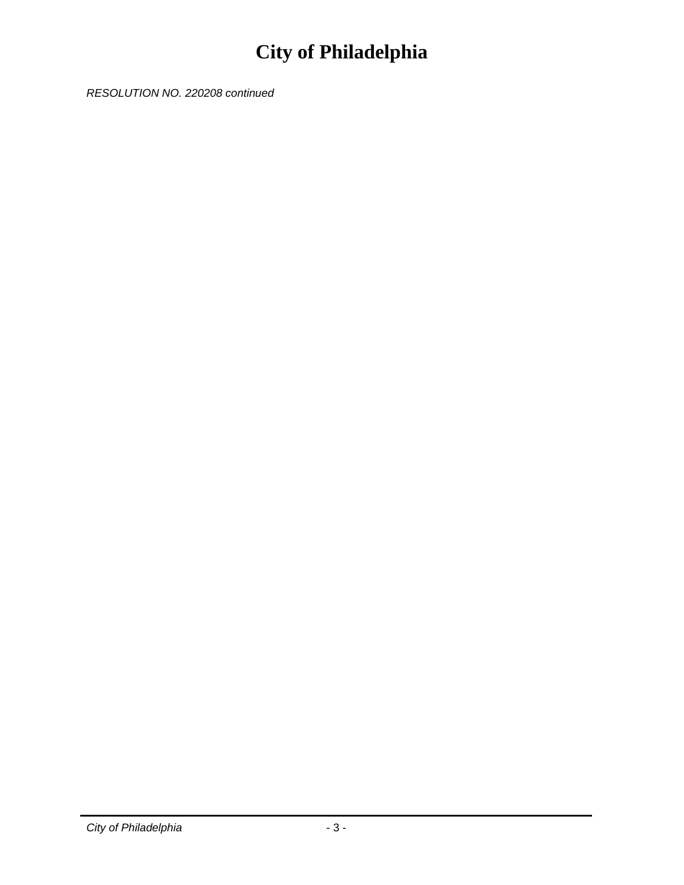*RESOLUTION NO. 220208 continued*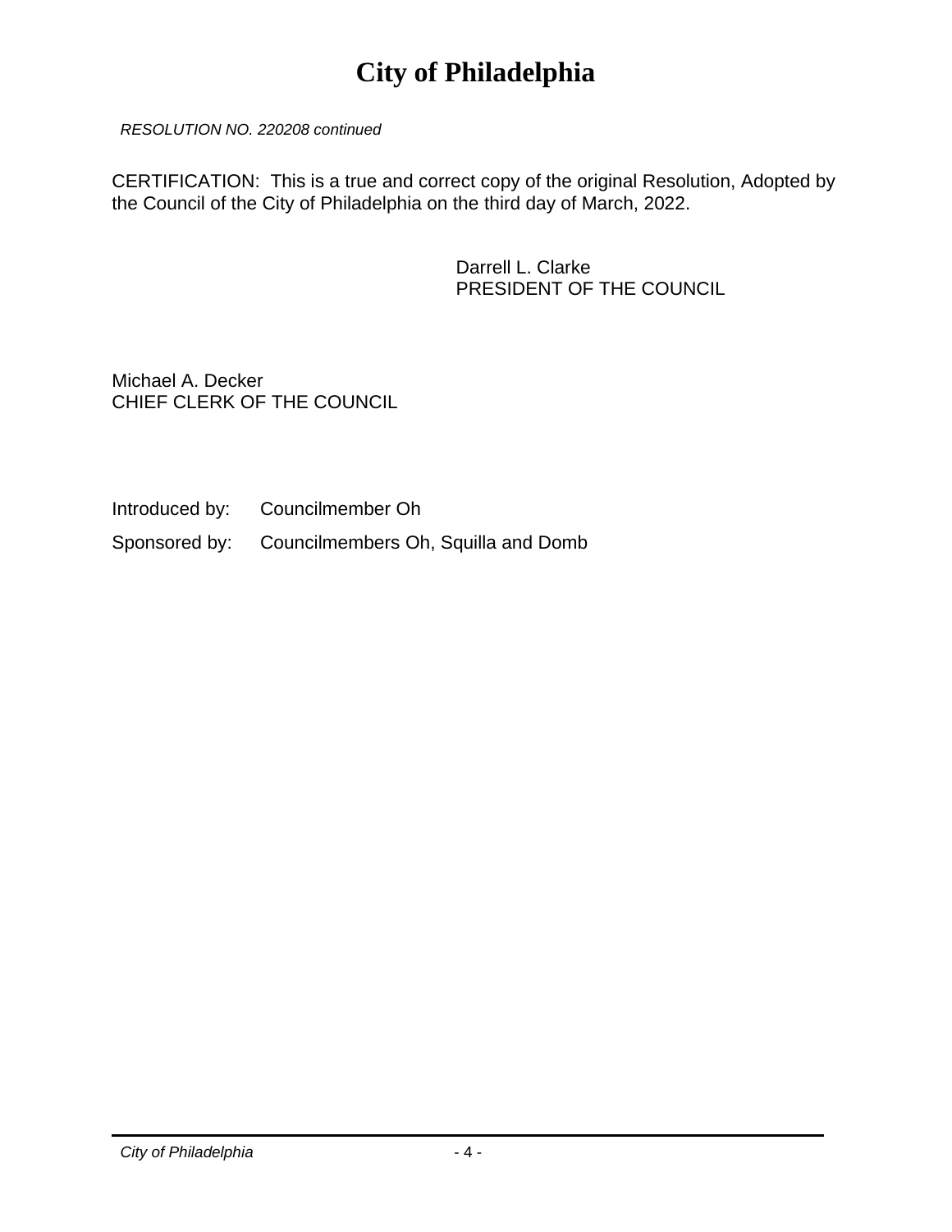*RESOLUTION NO. 220208 continued*

CERTIFICATION: This is a true and correct copy of the original Resolution, Adopted by the Council of the City of Philadelphia on the third day of March, 2022.

Darrell L. Clarke
PRESIDENT OF THE COUNCIL

Michael A. Decker
CHIEF CLERK OF THE COUNCIL

Introduced by: Councilmember Oh

Sponsored by: Councilmembers Oh, Squilla and Domb